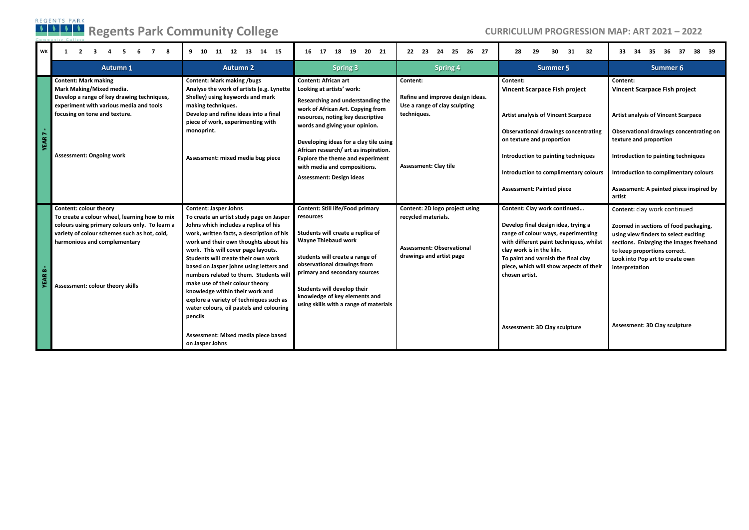# Regents Park Community College

## CURRICULUM PROGRESSION MAP: ART 2021 – 2022

| WK | 1 2 3 4 5 6 7 8 | 9 10 11 12 13 14 15 | 16 17 18 19 20 21 | 22 23 24 25 26 27 | 28 29 30 31 32 | 33 34 35 36 37 38 39 |
|---|---|---|---|---|---|---|
| | **Autumn 1** | **Autumn 2** | **Spring 3** | **Spring 4** | **Summer 5** | **Summer 6** |
| **YEAR 7 -** | **Content: Mark making**<br>**Mark Making/Mixed media.**<br>**Develop a range of key drawing techniques, experiment with various media and tools focusing on tone and texture.**<br><br>**Assessment: Ongoing work** | **Content: Mark making /bugs**<br>**Analyse the work of artists (e.g. Lynette Shelley) using keywords and mark making techniques.**<br>**Develop and refine ideas into a final piece of work, experimenting with monoprint.**<br><br>**Assessment: mixed media bug piece** | **Content: African art**<br>**Looking at artists' work:**<br>**Researching and understanding the work of African Art. Copying from resources, noting key descriptive words and giving your opinion.**<br><br>**Developing ideas for a clay tile using African research/ art as inspiration. Explore the theme and experiment with media and compositions.**<br>**Assessment: Design ideas** | **Content:**<br><br>**Refine and improve design ideas. Use a range of clay sculpting techniques.**<br><br>**Assessment: Clay tile** | **Content:**<br>**Vincent Scarpace Fish project**<br><br>**Artist analysis of Vincent Scarpace**<br><br>**Observational drawings concentrating on texture and proportion**<br><br>**Introduction to painting techniques**<br><br>**Introduction to complimentary colours**<br><br>**Assessment: Painted piece** | **Content:**<br>**Vincent Scarpace Fish project**<br><br>**Artist analysis of Vincent Scarpace**<br><br>**Observational drawings concentrating on texture and proportion**<br><br>**Introduction to painting techniques**<br><br>**Introduction to complimentary colours**<br><br>**Assessment: A painted piece inspired by artist** |
| **YEAR 8 -** | **Content: colour theory**<br>**To create a colour wheel, learning how to mix colours using primary colours only. To learn a variety of colour schemes such as hot, cold, harmonious and complementary**<br><br>**Assessment: colour theory skills** | **Content: Jasper Johns**<br>**To create an artist study page on Jasper Johns which includes a replica of his work, written facts, a description of his work and their own thoughts about his work. This will cover page layouts. Students will create their own work based on Jasper johns using letters and numbers related to them. Students will make use of their colour theory knowledge within their work and explore a variety of techniques such as water colours, oil pastels and colouring pencils**<br><br>**Assessment: Mixed media piece based on Jasper Johns** | **Content: Still life/Food primary resources**<br><br>**Students will create a replica of Wayne Thiebaud work**<br><br>**students will create a range of observational drawings from primary and secondary sources**<br><br>**Students will develop their knowledge of key elements and using skills with a range of materials** | **Content: 2D logo project using recycled materials.**<br><br>**Assessment: Observational drawings and artist page** | **Content: Clay work continued…**<br><br>**Develop final design idea, trying a range of colour ways, experimenting with different paint techniques, whilst clay work is in the kiln.**<br>**To paint and varnish the final clay piece, which will show aspects of their chosen artist.**<br><br>**Assessment: 3D Clay sculpture** | **Content:** clay work continued<br><br>**Zoomed in sections of food packaging, using view finders to select exciting sections. Enlarging the images freehand to keep proportions correct.**<br>**Look into Pop art to create own interpretation**<br><br>**Assessment: 3D Clay sculpture** |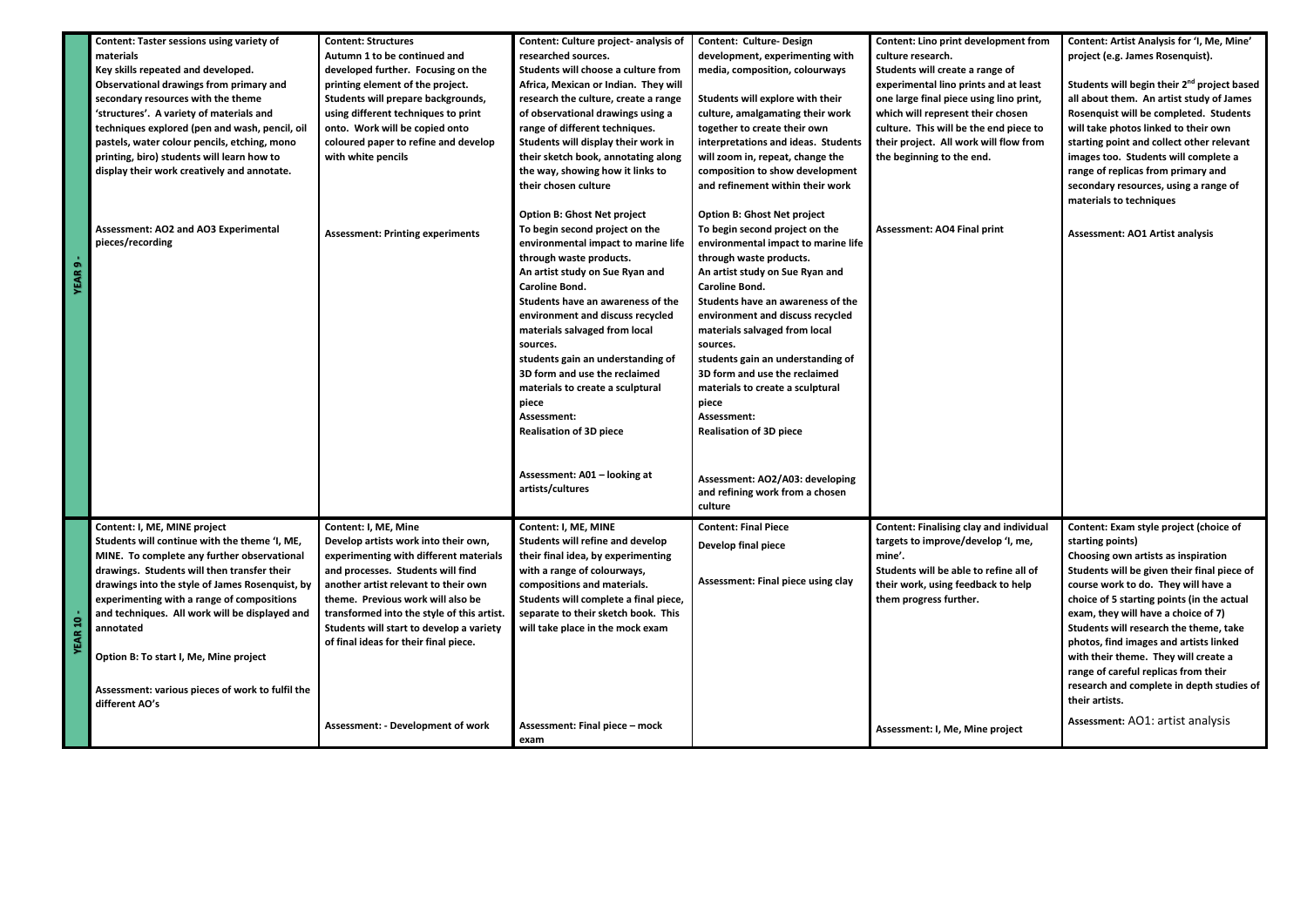| | | | | | | |
|---|---|---|---|---|---|---|
| **YEAR 9 -** | **Content: Taster sessions using variety of materials<br>Key skills repeated and developed. Observational drawings from primary and secondary resources with the theme 'structures'. A variety of materials and techniques explored (pen and wash, pencil, oil pastels, water colour pencils, etching, mono printing, biro) students will learn how to display their work creatively and annotate.<br><br>Assessment: AO2 and AO3 Experimental pieces/recording** | **Content: Structures<br>Autumn 1 to be continued and developed further. Focusing on the printing element of the project. Students will prepare backgrounds, using different techniques to print onto. Work will be copied onto coloured paper to refine and develop with white pencils<br><br>Assessment: Printing experiments** | **Content: Culture project- analysis of researched sources.<br>Students will choose a culture from Africa, Mexican or Indian. They will research the culture, create a range of observational drawings using a range of different techniques. Students will display their work in their sketch book, annotating along the way, showing how it links to their chosen culture<br><br>Option B: Ghost Net project<br>To begin second project on the environmental impact to marine life through waste products.<br>An artist study on Sue Ryan and Caroline Bond.<br>Students have an awareness of the environment and discuss recycled materials salvaged from local sources.<br>students gain an understanding of 3D form and use the reclaimed materials to create a sculptural piece<br>Assessment:<br>Realisation of 3D piece<br><br>Assessment: A01 – looking at artists/cultures** | **Content: Culture- Design development, experimenting with media, composition, colourways<br><br>Students will explore with their culture, amalgamating their work together to create their own interpretations and ideas. Students will zoom in, repeat, change the composition to show development and refinement within their work<br><br>Option B: Ghost Net project<br>To begin second project on the environmental impact to marine life through waste products.<br>An artist study on Sue Ryan and Caroline Bond.<br>Students have an awareness of the environment and discuss recycled materials salvaged from local sources.<br>students gain an understanding of 3D form and use the reclaimed materials to create a sculptural piece<br>Assessment:<br>Realisation of 3D piece<br><br>Assessment: AO2/A03: developing and refining work from a chosen culture** | **Content: Lino print development from culture research.<br>Students will create a range of experimental lino prints and at least one large final piece using lino print, which will represent their chosen culture. This will be the end piece to their project. All work will flow from the beginning to the end.<br><br>Assessment: AO4 Final print** | **Content: Artist Analysis for 'I, Me, Mine' project (e.g. James Rosenquist).<br><br>Students will begin their 2nd project based all about them. An artist study of James Rosenquist will be completed. Students will take photos linked to their own starting point and collect other relevant images too. Students will complete a range of replicas from primary and secondary resources, using a range of materials to techniques<br><br>Assessment: AO1 Artist analysis** |
| **YEAR 10 -** | **Content: I, ME, MINE project<br>Students will continue with the theme 'I, ME, MINE. To complete any further observational drawings. Students will then transfer their drawings into the style of James Rosenquist, by experimenting with a range of compositions and techniques. All work will be displayed and annotated<br><br>Option B: To start I, Me, Mine project<br><br>Assessment: various pieces of work to fulfil the different AO's** | **Content: I, ME, Mine<br>Develop artists work into their own, experimenting with different materials and processes. Students will find another artist relevant to their own theme. Previous work will also be transformed into the style of this artist. Students will start to develop a variety of final ideas for their final piece.<br><br>Assessment: - Development of work** | **Content: I, ME, MINE<br>Students will refine and develop their final idea, by experimenting with a range of colourways, compositions and materials.<br>Students will complete a final piece, separate to their sketch book. This will take place in the mock exam<br><br>Assessment: Final piece – mock exam** | **Content: Final Piece<br>Develop final piece<br><br>Assessment: Final piece using clay** | **Content: Finalising clay and individual targets to improve/develop 'I, me, mine'.<br>Students will be able to refine all of their work, using feedback to help them progress further.<br><br>Assessment: I, Me, Mine project** | **Content: Exam style project (choice of starting points)<br>Choosing own artists as inspiration<br>Students will be given their final piece of course work to do. They will have a choice of 5 starting points (in the actual exam, they will have a choice of 7)<br>Students will research the theme, take photos, find images and artists linked with their theme. They will create a range of careful replicas from their research and complete in depth studies of their artists.<br><br>Assessment:** AO1: artist analysis |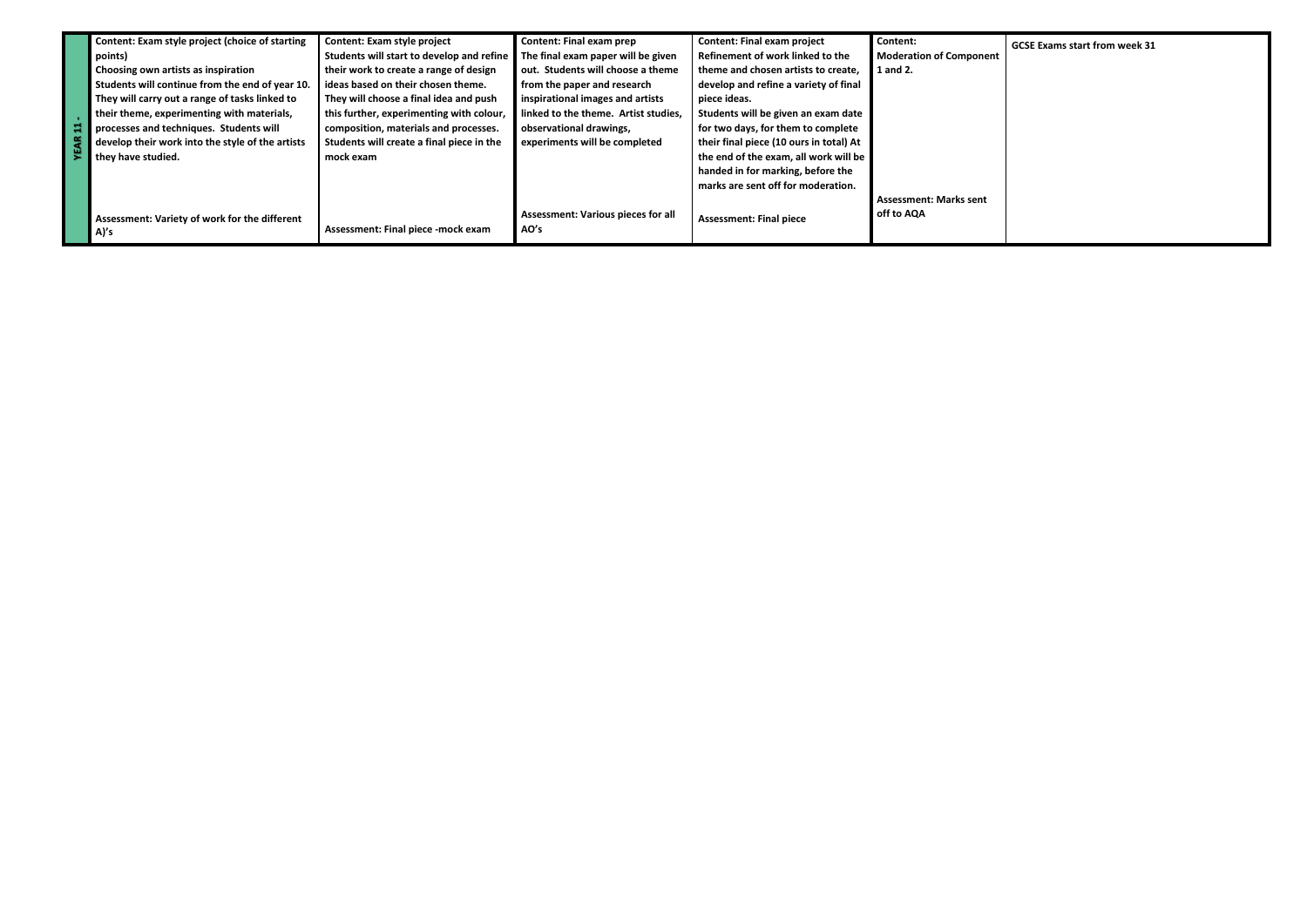| | | | | | | |
|---|---|---|---|---|---|---|
| **YEAR 11 -** | **Content: Exam style project (choice of starting points)**<br>**Choosing own artists as inspiration**<br>**Students will continue from the end of year 10. They will carry out a range of tasks linked to their theme, experimenting with materials, processes and techniques. Students will develop their work into the style of the artists they have studied.**<br><br>**Assessment: Variety of work for the different A)'s** | **Content: Exam style project**<br>**Students will start to develop and refine their work to create a range of design ideas based on their chosen theme. They will choose a final idea and push this further, experimenting with colour, composition, materials and processes. Students will create a final piece in the mock exam**<br><br>**Assessment: Final piece -mock exam** | **Content: Final exam prep**<br>**The final exam paper will be given out. Students will choose a theme from the paper and research inspirational images and artists linked to the theme. Artist studies, observational drawings, experiments will be completed**<br><br>**Assessment: Various pieces for all AO's** | **Content: Final exam project**<br>**Refinement of work linked to the theme and chosen artists to create, develop and refine a variety of final piece ideas.**<br>**Students will be given an exam date for two days, for them to complete their final piece (10 ours in total) At the end of the exam, all work will be handed in for marking, before the marks are sent off for moderation.**<br><br>**Assessment: Final piece** | **Content:**<br>**Moderation of Component 1 and 2.**<br><br>**Assessment: Marks sent off to AQA** | **GCSE Exams start from week 31** |